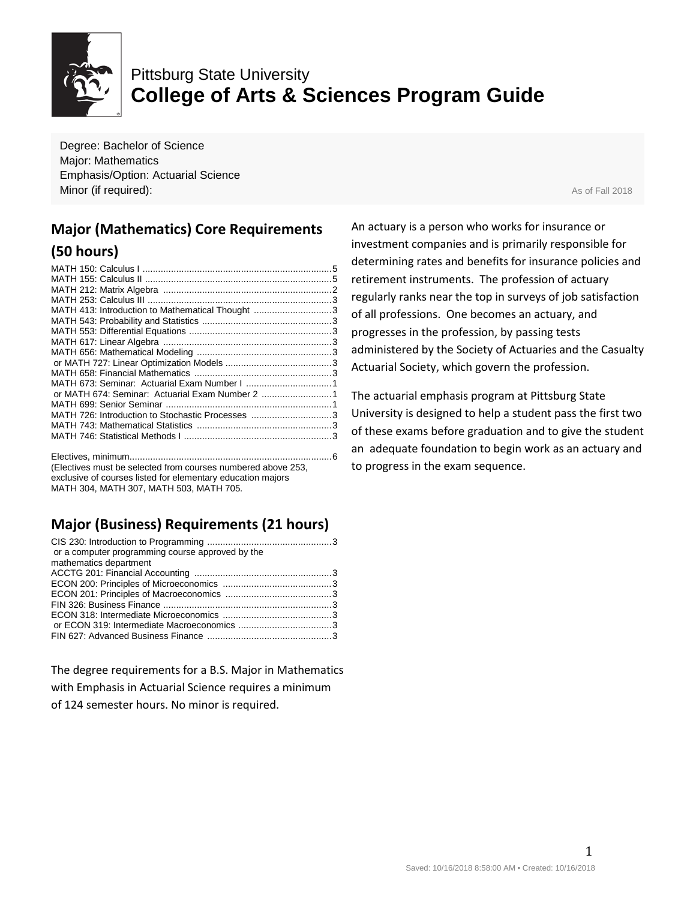Pittsburg State University

# College of Arts & Sciences Program Guide

Degree: Bachelor of Science
Major: Mathematics
Emphasis/Option: Actuarial Science
Minor (if required):

As of Fall 2018

## Major (Mathematics) Core Requirements (50 hours)

MATH 150: Calculus I ........................................................................5
MATH 155: Calculus II .......................................................................5
MATH 212: Matrix Algebra .................................................................2
MATH 253: Calculus III ......................................................................3
MATH 413: Introduction to Mathematical Thought ..............................3
MATH 543: Probability and Statistics ..................................................3
MATH 553: Differential Equations .......................................................3
MATH 617: Linear Algebra .................................................................3
MATH 656: Mathematical Modeling ....................................................3
 or MATH 727: Linear Optimization Models .........................................3
MATH 658: Financial Mathematics .....................................................3
MATH 673: Seminar: Actuarial Exam Number I .................................1
 or MATH 674: Seminar: Actuarial Exam Number 2 ...........................1
MATH 699: Senior Seminar ................................................................1
MATH 726: Introduction to Stochastic Processes ...............................3
MATH 743: Mathematical Statistics ....................................................3
MATH 746: Statistical Methods I .........................................................3

Electives, minimum..............................................................................6
(Electives must be selected from courses numbered above 253, exclusive of courses listed for elementary education majors MATH 304, MATH 307, MATH 503, MATH 705.

## Major (Business) Requirements (21 hours)

CIS 230: Introduction to Programming ................................................3
 or a computer programming course approved by the mathematics department
ACCTG 201: Financial Accounting .....................................................3
ECON 200: Principles of Microeconomics ..........................................3
ECON 201: Principles of Macroeconomics .........................................3
FIN 326: Business Finance .................................................................3
ECON 318: Intermediate Microeconomics ..........................................3
 or ECON 319: Intermediate Macroeconomics ....................................3
FIN 627: Advanced Business Finance ................................................3

The degree requirements for a B.S. Major in Mathematics with Emphasis in Actuarial Science requires a minimum of 124 semester hours. No minor is required.

An actuary is a person who works for insurance or investment companies and is primarily responsible for determining rates and benefits for insurance policies and retirement instruments. The profession of actuary regularly ranks near the top in surveys of job satisfaction of all professions. One becomes an actuary, and progresses in the profession, by passing tests administered by the Society of Actuaries and the Casualty Actuarial Society, which govern the profession.

The actuarial emphasis program at Pittsburg State University is designed to help a student pass the first two of these exams before graduation and to give the student an adequate foundation to begin work as an actuary and to progress in the exam sequence.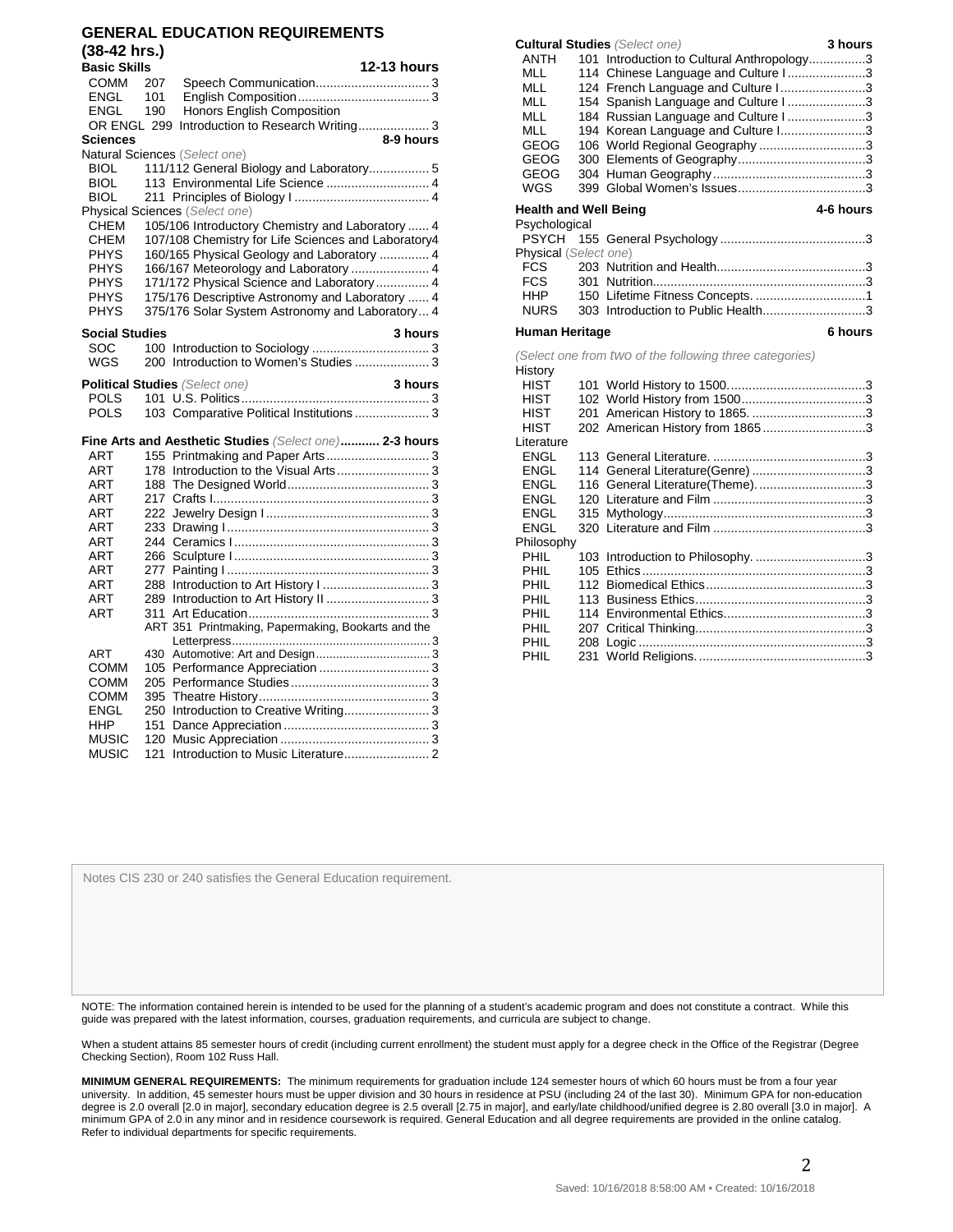## GENERAL EDUCATION REQUIREMENTS (38-42 hrs.)

### Basic Skills — 12-13 hours

| | | | |
|---|---|---|---|
| COMM | 207 | Speech Communication | 3 |
| ENGL | 101 | English Composition | 3 |
| ENGL | 190 | Honors English Composition | |
| OR ENGL | 299 | Introduction to Research Writing | 3 |

### Sciences — 8-9 hours

Natural Sciences (Select one)

| | | | |
|---|---|---|---|
| BIOL | 111/112 | General Biology and Laboratory | 5 |
| BIOL | 113 | Environmental Life Science | 4 |
| BIOL | 211 | Principles of Biology I | 4 |

Physical Sciences (Select one)

| | | | |
|---|---|---|---|
| CHEM | 105/106 | Introductory Chemistry and Laboratory | 4 |
| CHEM | 107/108 | Chemistry for Life Sciences and Laboratory | 4 |
| PHYS | 160/165 | Physical Geology and Laboratory | 4 |
| PHYS | 166/167 | Meteorology and Laboratory | 4 |
| PHYS | 171/172 | Physical Science and Laboratory | 4 |
| PHYS | 175/176 | Descriptive Astronomy and Laboratory | 4 |
| PHYS | 375/176 | Solar System Astronomy and Laboratory | 4 |

### Social Studies — 3 hours

| | | | |
|---|---|---|---|
| SOC | 100 | Introduction to Sociology | 3 |
| WGS | 200 | Introduction to Women's Studies | 3 |

### Political Studies (Select one) — 3 hours

| | | | |
|---|---|---|---|
| POLS | 101 | U.S. Politics | 3 |
| POLS | 103 | Comparative Political Institutions | 3 |

### Fine Arts and Aesthetic Studies (Select one) — 2-3 hours

| | | | |
|---|---|---|---|
| ART | 155 | Printmaking and Paper Arts | 3 |
| ART | 178 | Introduction to the Visual Arts | 3 |
| ART | 188 | The Designed World | 3 |
| ART | 217 | Crafts I | 3 |
| ART | 222 | Jewelry Design I | 3 |
| ART | 233 | Drawing I | 3 |
| ART | 244 | Ceramics I | 3 |
| ART | 266 | Sculpture I | 3 |
| ART | 277 | Painting I | 3 |
| ART | 288 | Introduction to Art History I | 3 |
| ART | 289 | Introduction to Art History II | 3 |
| ART | 311 | Art Education | 3 |
| ART | 351 | Printmaking, Papermaking, Bookarts and the Letterpress | 3 |
| ART | 430 | Automotive: Art and Design | 3 |
| COMM | 105 | Performance Appreciation | 3 |
| COMM | 205 | Performance Studies | 3 |
| COMM | 395 | Theatre History | 3 |
| ENGL | 250 | Introduction to Creative Writing | 3 |
| HHP | 151 | Dance Appreciation | 3 |
| MUSIC | 120 | Music Appreciation | 3 |
| MUSIC | 121 | Introduction to Music Literature | 2 |

### Cultural Studies (Select one) — 3 hours

| | | | |
|---|---|---|---|
| ANTH | 101 | Introduction to Cultural Anthropology | 3 |
| MLL | 114 | Chinese Language and Culture I | 3 |
| MLL | 124 | French Language and Culture I | 3 |
| MLL | 154 | Spanish Language and Culture I | 3 |
| MLL | 184 | Russian Language and Culture I | 3 |
| MLL | 194 | Korean Language and Culture I | 3 |
| GEOG | 106 | World Regional Geography | 3 |
| GEOG | 300 | Elements of Geography | 3 |
| GEOG | 304 | Human Geography | 3 |
| WGS | 399 | Global Women's Issues | 3 |

### Health and Well Being — 4-6 hours

Psychological

| | | | |
|---|---|---|---|
| PSYCH | 155 | General Psychology | 3 |

Physical (Select one)

| | | | |
|---|---|---|---|
| FCS | 203 | Nutrition and Health | 3 |
| FCS | 301 | Nutrition | 3 |
| HHP | 150 | Lifetime Fitness Concepts. | 1 |
| NURS | 303 | Introduction to Public Health | 3 |

### Human Heritage — 6 hours

*(Select one from two of the following three categories)*

History

| | | | |
|---|---|---|---|
| HIST | 101 | World History to 1500. | 3 |
| HIST | 102 | World History from 1500 | 3 |
| HIST | 201 | American History to 1865. | 3 |
| HIST | 202 | American History from 1865 | 3 |

Literature

| | | | |
|---|---|---|---|
| ENGL | 113 | General Literature. | 3 |
| ENGL | 114 | General Literature(Genre) | 3 |
| ENGL | 116 | General Literature(Theme). | 3 |
| ENGL | 120 | Literature and Film | 3 |
| ENGL | 315 | Mythology | 3 |
| ENGL | 320 | Literature and Film | 3 |

Philosophy

| | | | |
|---|---|---|---|
| PHIL | 103 | Introduction to Philosophy. | 3 |
| PHIL | 105 | Ethics | 3 |
| PHIL | 112 | Biomedical Ethics | 3 |
| PHIL | 113 | Business Ethics | 3 |
| PHIL | 114 | Environmental Ethics | 3 |
| PHIL | 207 | Critical Thinking | 3 |
| PHIL | 208 | Logic | 3 |
| PHIL | 231 | World Religions. | 3 |

Notes CIS 230 or 240 satisfies the General Education requirement.

NOTE: The information contained herein is intended to be used for the planning of a student's academic program and does not constitute a contract. While this guide was prepared with the latest information, courses, graduation requirements, and curricula are subject to change.

When a student attains 85 semester hours of credit (including current enrollment) the student must apply for a degree check in the Office of the Registrar (Degree Checking Section), Room 102 Russ Hall.

**MINIMUM GENERAL REQUIREMENTS:** The minimum requirements for graduation include 124 semester hours of which 60 hours must be from a four year university. In addition, 45 semester hours must be upper division and 30 hours in residence at PSU (including 24 of the last 30). Minimum GPA for non-education degree is 2.0 overall [2.0 in major], secondary education degree is 2.5 overall [2.75 in major], and early/late childhood/unified degree is 2.80 overall [3.0 in major]. A minimum GPA of 2.0 in any minor and in residence coursework is required. General Education and all degree requirements are provided in the online catalog. Refer to individual departments for specific requirements.

Saved: 10/16/2018 8:58:00 AM • Created: 10/16/2018